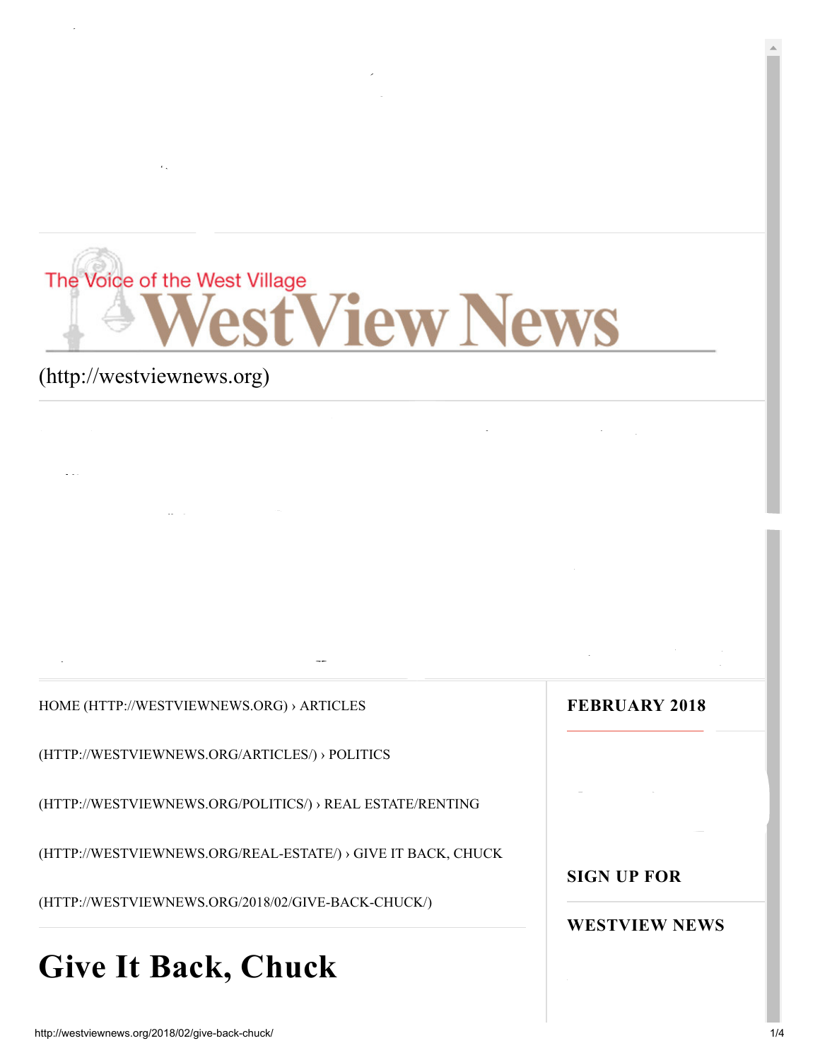The Voice of the West Village

WestView News

(http://westviewnews.org)

HOME (HTTP://WESTVIEWNEWS.ORG) › ARTICLES (HTTP://WESTVIEWNEWS.ORG/ARTICLES/) › POLITICS (HTTP://WESTVIEWNEWS.ORG/POLITICS/) › REAL ESTATE/RENTING (HTTP://WESTVIEWNEWS.ORG/REAL-ESTATE/) › GIVE IT BACK, CHUCK (HTTP://WESTVIEWNEWS.ORG/2018/02/GIVE-BACK-CHUCK/)

**FEBRUARY 2018**

**SIGN UP FOR**

**WESTVIEW NEWS**

# Give It Back, Chuck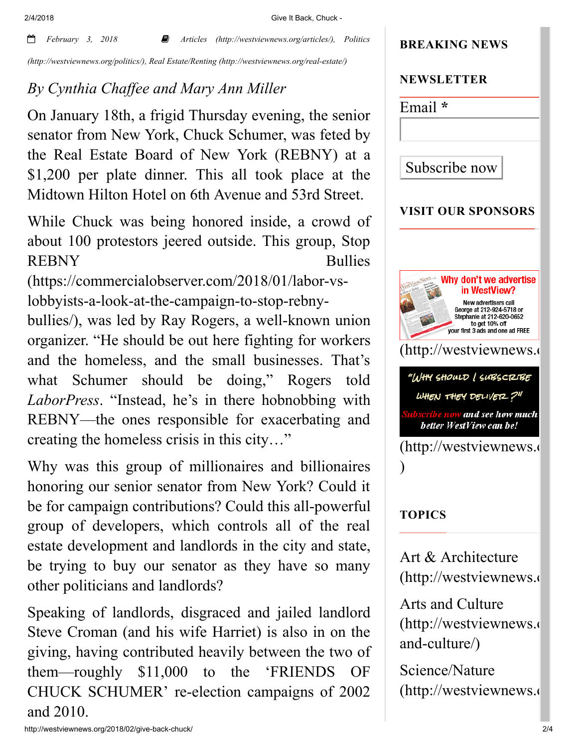February 3, 2018 Articles (http://westviewnews.org/articles/), Politics (http://westviewnews.org/politics/), Real Estate/Renting (http://westviewnews.org/real-estate/)

*By Cynthia Chaffee and Mary Ann Miller*

On January 18th, a frigid Thursday evening, the senior senator from New York, Chuck Schumer, was feted by the Real Estate Board of New York (REBNY) at a $1,200 per plate dinner. This all took place at the Midtown Hilton Hotel on 6th Avenue and 53rd Street.

While Chuck was being honored inside, a crowd of about 100 protestors jeered outside. This group, Stop REBNY Bullies (https://commercialobserver.com/2018/01/labor-vs-lobbyists-a-look-at-the-campaign-to-stop-rebny-bullies/), was led by Ray Rogers, a well-known union organizer. "He should be out here fighting for workers and the homeless, and the small businesses. That's what Schumer should be doing," Rogers told *LaborPress*. "Instead, he's in there hobnobbing with REBNY—the ones responsible for exacerbating and creating the homeless crisis in this city…"

Why was this group of millionaires and billionaires honoring our senior senator from New York? Could it be for campaign contributions? Could this all-powerful group of developers, which controls all of the real estate development and landlords in the city and state, be trying to buy our senator as they have so many other politicians and landlords?

Speaking of landlords, disgraced and jailed landlord Steve Croman (and his wife Harriet) is also in on the giving, having contributed heavily between the two of them—roughly $11,000 to the 'FRIENDS OF CHUCK SCHUMER' re-election campaigns of 2002 and 2010.

**BREAKING NEWS**

**NEWSLETTER**

Email *

Subscribe now

**VISIT OUR SPONSORS**

Why don't we advertise in WestView? New advertisers call George at 212-924-5718 or Stephanie at 212-620-0652 to get 10% off your first 3 ads and one ad FREE

(http://westviewnews.

"Why should I subscribe when they deliver?" Subscribe now and see how much better WestView can be!

(http://westviewnews.
)

**TOPICS**

Art & Architecture (http://westviewnews.

Arts and Culture (http://westviewnews.
and-culture/)

Science/Nature (http://westviewnews.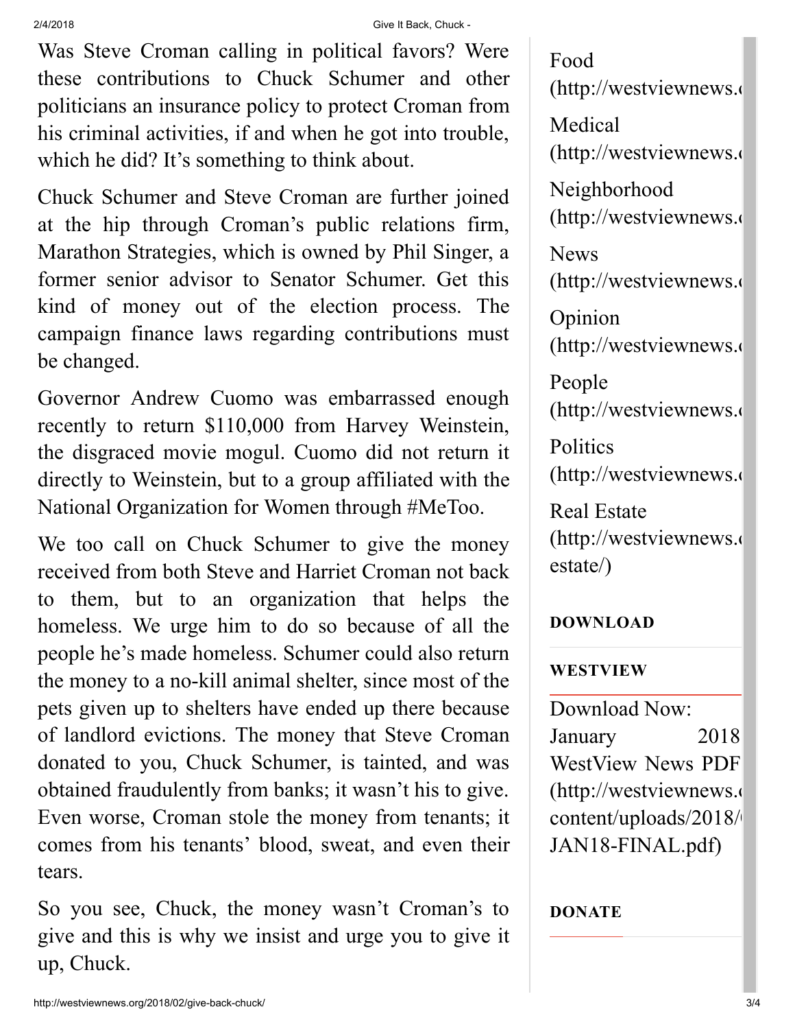Was Steve Croman calling in political favors? Were these contributions to Chuck Schumer and other politicians an insurance policy to protect Croman from his criminal activities, if and when he got into trouble, which he did? It's something to think about.

Chuck Schumer and Steve Croman are further joined at the hip through Croman's public relations firm, Marathon Strategies, which is owned by Phil Singer, a former senior advisor to Senator Schumer. Get this kind of money out of the election process. The campaign finance laws regarding contributions must be changed.

Governor Andrew Cuomo was embarrassed enough recently to return $110,000 from Harvey Weinstein, the disgraced movie mogul. Cuomo did not return it directly to Weinstein, but to a group affiliated with the National Organization for Women through #MeToo.

We too call on Chuck Schumer to give the money received from both Steve and Harriet Croman not back to them, but to an organization that helps the homeless. We urge him to do so because of all the people he's made homeless. Schumer could also return the money to a no-kill animal shelter, since most of the pets given up to shelters have ended up there because of landlord evictions. The money that Steve Croman donated to you, Chuck Schumer, is tainted, and was obtained fraudulently from banks; it wasn't his to give. Even worse, Croman stole the money from tenants; it comes from his tenants' blood, sweat, and even their tears.

So you see, Chuck, the money wasn't Croman's to give and this is why we insist and urge you to give it up, Chuck.

Food (http://westviewnews.

Medical (http://westviewnews.

Neighborhood (http://westviewnews.

News (http://westviewnews.

Opinion (http://westviewnews.

People (http://westviewnews.

Politics (http://westviewnews.

Real Estate (http://westviewnews. estate/)

**DOWNLOAD**

**WESTVIEW**

Download Now: January 2018 WestView News PDF (http://westviewnews. content/uploads/2018/ JAN18-FINAL.pdf)

**DONATE**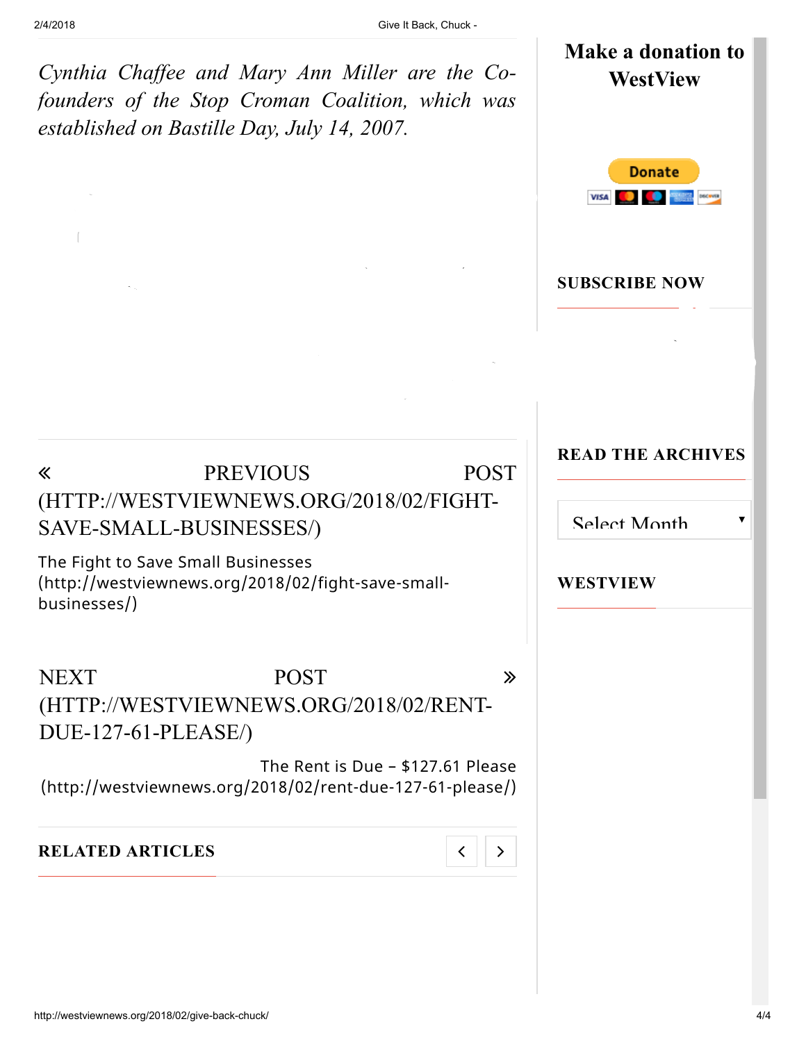*Cynthia Chaffee and Mary Ann Miller are the Co-founders of the Stop Croman Coalition, which was established on Bastille Day, July 14, 2007.*

« PREVIOUS POST (HTTP://WESTVIEWNEWS.ORG/2018/02/FIGHT-SAVE-SMALL-BUSINESSES/)

The Fight to Save Small Businesses (http://westviewnews.org/2018/02/fight-save-small-businesses/)

NEXT POST (HTTP://WESTVIEWNEWS.ORG/2018/02/RENT-DUE-127-61-PLEASE/) »

The Rent is Due – $127.61 Please (http://westviewnews.org/2018/02/rent-due-127-61-please/)

## RELATED ARTICLES

## Make a donation to WestView

Donate

## SUBSCRIBE NOW

## READ THE ARCHIVES

Select Month

## WESTVIEW